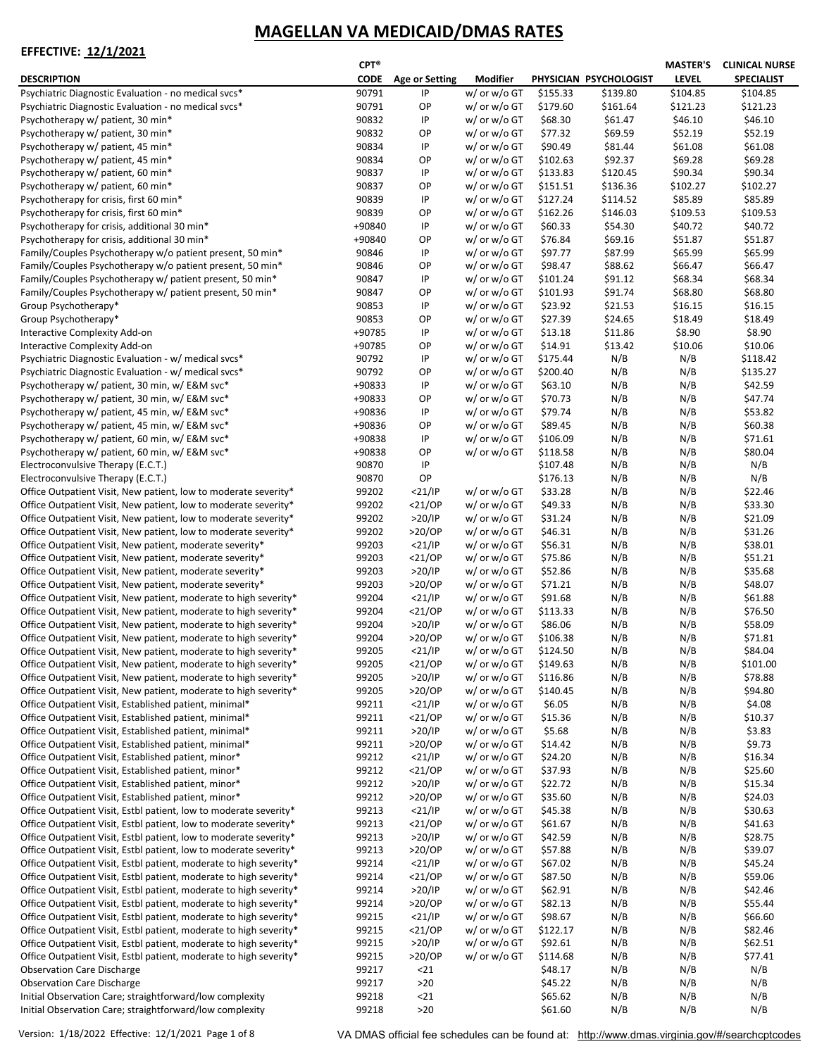# MAGELLAN VA MEDICAID/DMAS RATES

**EFFECTIVE: 12/1/2021**

| DESCRIPTION | CPT® CODE | Age or Setting | Modifier | PHYSICIAN | PSYCHOLOGIST | MASTER'S LEVEL | CLINICAL NURSE SPECIALIST |
|---|---|---|---|---|---|---|---|
| Psychiatric Diagnostic Evaluation - no medical svcs* | 90791 | IP | w/ or w/o GT | $155.33 | $139.80 | $104.85 | $104.85 |
| Psychiatric Diagnostic Evaluation - no medical svcs* | 90791 | OP | w/ or w/o GT | $179.60 | $161.64 | $121.23 | $121.23 |
| Psychotherapy w/ patient, 30 min* | 90832 | IP | w/ or w/o GT | $68.30 | $61.47 | $46.10 | $46.10 |
| Psychotherapy w/ patient, 30 min* | 90832 | OP | w/ or w/o GT | $77.32 | $69.59 | $52.19 | $52.19 |
| Psychotherapy w/ patient, 45 min* | 90834 | IP | w/ or w/o GT | $90.49 | $81.44 | $61.08 | $61.08 |
| Psychotherapy w/ patient, 45 min* | 90834 | OP | w/ or w/o GT | $102.63 | $92.37 | $69.28 | $69.28 |
| Psychotherapy w/ patient, 60 min* | 90837 | IP | w/ or w/o GT | $133.83 | $120.45 | $90.34 | $90.34 |
| Psychotherapy w/ patient, 60 min* | 90837 | OP | w/ or w/o GT | $151.51 | $136.36 | $102.27 | $102.27 |
| Psychotherapy for crisis, first 60 min* | 90839 | IP | w/ or w/o GT | $127.24 | $114.52 | $85.89 | $85.89 |
| Psychotherapy for crisis, first 60 min* | 90839 | OP | w/ or w/o GT | $162.26 | $146.03 | $109.53 | $109.53 |
| Psychotherapy for crisis, additional 30 min* | +90840 | IP | w/ or w/o GT | $60.33 | $54.30 | $40.72 | $40.72 |
| Psychotherapy for crisis, additional 30 min* | +90840 | OP | w/ or w/o GT | $76.84 | $69.16 | $51.87 | $51.87 |
| Family/Couples Psychotherapy w/o patient present, 50 min* | 90846 | IP | w/ or w/o GT | $97.77 | $87.99 | $65.99 | $65.99 |
| Family/Couples Psychotherapy w/o patient present, 50 min* | 90846 | OP | w/ or w/o GT | $98.47 | $88.62 | $66.47 | $66.47 |
| Family/Couples Psychotherapy w/ patient present, 50 min* | 90847 | IP | w/ or w/o GT | $101.24 | $91.12 | $68.34 | $68.34 |
| Family/Couples Psychotherapy w/ patient present, 50 min* | 90847 | OP | w/ or w/o GT | $101.93 | $91.74 | $68.80 | $68.80 |
| Group Psychotherapy* | 90853 | IP | w/ or w/o GT | $23.92 | $21.53 | $16.15 | $16.15 |
| Group Psychotherapy* | 90853 | OP | w/ or w/o GT | $27.39 | $24.65 | $18.49 | $18.49 |
| Interactive Complexity Add-on | +90785 | IP | w/ or w/o GT | $13.18 | $11.86 | $8.90 | $8.90 |
| Interactive Complexity Add-on | +90785 | OP | w/ or w/o GT | $14.91 | $13.42 | $10.06 | $10.06 |
| Psychiatric Diagnostic Evaluation - w/ medical svcs* | 90792 | IP | w/ or w/o GT | $175.44 | N/B | N/B | $118.42 |
| Psychiatric Diagnostic Evaluation - w/ medical svcs* | 90792 | OP | w/ or w/o GT | $200.40 | N/B | N/B | $135.27 |
| Psychotherapy w/ patient, 30 min, w/ E&M svc* | +90833 | IP | w/ or w/o GT | $63.10 | N/B | N/B | $42.59 |
| Psychotherapy w/ patient, 30 min, w/ E&M svc* | +90833 | OP | w/ or w/o GT | $70.73 | N/B | N/B | $47.74 |
| Psychotherapy w/ patient, 45 min, w/ E&M svc* | +90836 | IP | w/ or w/o GT | $79.74 | N/B | N/B | $53.82 |
| Psychotherapy w/ patient, 45 min, w/ E&M svc* | +90836 | OP | w/ or w/o GT | $89.45 | N/B | N/B | $60.38 |
| Psychotherapy w/ patient, 60 min, w/ E&M svc* | +90838 | IP | w/ or w/o GT | $106.09 | N/B | N/B | $71.61 |
| Psychotherapy w/ patient, 60 min, w/ E&M svc* | +90838 | OP | w/ or w/o GT | $118.58 | N/B | N/B | $80.04 |
| Electroconvulsive Therapy (E.C.T.) | 90870 | IP | | $107.48 | N/B | N/B | N/B |
| Electroconvulsive Therapy (E.C.T.) | 90870 | OP | | $176.13 | N/B | N/B | N/B |
| Office Outpatient Visit, New patient, low to moderate severity* | 99202 | <21/IP | w/ or w/o GT | $33.28 | N/B | N/B | $22.46 |
| Office Outpatient Visit, New patient, low to moderate severity* | 99202 | <21/OP | w/ or w/o GT | $49.33 | N/B | N/B | $33.30 |
| Office Outpatient Visit, New patient, low to moderate severity* | 99202 | >20/IP | w/ or w/o GT | $31.24 | N/B | N/B | $21.09 |
| Office Outpatient Visit, New patient, low to moderate severity* | 99202 | >20/OP | w/ or w/o GT | $46.31 | N/B | N/B | $31.26 |
| Office Outpatient Visit, New patient, moderate severity* | 99203 | <21/IP | w/ or w/o GT | $56.31 | N/B | N/B | $38.01 |
| Office Outpatient Visit, New patient, moderate severity* | 99203 | <21/OP | w/ or w/o GT | $75.86 | N/B | N/B | $51.21 |
| Office Outpatient Visit, New patient, moderate severity* | 99203 | >20/IP | w/ or w/o GT | $52.86 | N/B | N/B | $35.68 |
| Office Outpatient Visit, New patient, moderate severity* | 99203 | >20/OP | w/ or w/o GT | $71.21 | N/B | N/B | $48.07 |
| Office Outpatient Visit, New patient, moderate to high severity* | 99204 | <21/IP | w/ or w/o GT | $91.68 | N/B | N/B | $61.88 |
| Office Outpatient Visit, New patient, moderate to high severity* | 99204 | <21/OP | w/ or w/o GT | $113.33 | N/B | N/B | $76.50 |
| Office Outpatient Visit, New patient, moderate to high severity* | 99204 | >20/IP | w/ or w/o GT | $86.06 | N/B | N/B | $58.09 |
| Office Outpatient Visit, New patient, moderate to high severity* | 99204 | >20/OP | w/ or w/o GT | $106.38 | N/B | N/B | $71.81 |
| Office Outpatient Visit, New patient, moderate to high severity* | 99205 | <21/IP | w/ or w/o GT | $124.50 | N/B | N/B | $84.04 |
| Office Outpatient Visit, New patient, moderate to high severity* | 99205 | <21/OP | w/ or w/o GT | $149.63 | N/B | N/B | $101.00 |
| Office Outpatient Visit, New patient, moderate to high severity* | 99205 | >20/IP | w/ or w/o GT | $116.86 | N/B | N/B | $78.88 |
| Office Outpatient Visit, New patient, moderate to high severity* | 99205 | >20/OP | w/ or w/o GT | $140.45 | N/B | N/B | $94.80 |
| Office Outpatient Visit, Established patient, minimal* | 99211 | <21/IP | w/ or w/o GT | $6.05 | N/B | N/B | $4.08 |
| Office Outpatient Visit, Established patient, minimal* | 99211 | <21/OP | w/ or w/o GT | $15.36 | N/B | N/B | $10.37 |
| Office Outpatient Visit, Established patient, minimal* | 99211 | >20/IP | w/ or w/o GT | $5.68 | N/B | N/B | $3.83 |
| Office Outpatient Visit, Established patient, minimal* | 99211 | >20/OP | w/ or w/o GT | $14.42 | N/B | N/B | $9.73 |
| Office Outpatient Visit, Established patient, minor* | 99212 | <21/IP | w/ or w/o GT | $24.20 | N/B | N/B | $16.34 |
| Office Outpatient Visit, Established patient, minor* | 99212 | <21/OP | w/ or w/o GT | $37.93 | N/B | N/B | $25.60 |
| Office Outpatient Visit, Established patient, minor* | 99212 | >20/IP | w/ or w/o GT | $22.72 | N/B | N/B | $15.34 |
| Office Outpatient Visit, Established patient, minor* | 99212 | >20/OP | w/ or w/o GT | $35.60 | N/B | N/B | $24.03 |
| Office Outpatient Visit, Estbl patient, low to moderate severity* | 99213 | <21/IP | w/ or w/o GT | $45.38 | N/B | N/B | $30.63 |
| Office Outpatient Visit, Estbl patient, low to moderate severity* | 99213 | <21/OP | w/ or w/o GT | $61.67 | N/B | N/B | $41.63 |
| Office Outpatient Visit, Estbl patient, low to moderate severity* | 99213 | >20/IP | w/ or w/o GT | $42.59 | N/B | N/B | $28.75 |
| Office Outpatient Visit, Estbl patient, low to moderate severity* | 99213 | >20/OP | w/ or w/o GT | $57.88 | N/B | N/B | $39.07 |
| Office Outpatient Visit, Estbl patient, moderate to high severity* | 99214 | <21/IP | w/ or w/o GT | $67.02 | N/B | N/B | $45.24 |
| Office Outpatient Visit, Estbl patient, moderate to high severity* | 99214 | <21/OP | w/ or w/o GT | $87.50 | N/B | N/B | $59.06 |
| Office Outpatient Visit, Estbl patient, moderate to high severity* | 99214 | >20/IP | w/ or w/o GT | $62.91 | N/B | N/B | $42.46 |
| Office Outpatient Visit, Estbl patient, moderate to high severity* | 99214 | >20/OP | w/ or w/o GT | $82.13 | N/B | N/B | $55.44 |
| Office Outpatient Visit, Estbl patient, moderate to high severity* | 99215 | <21/IP | w/ or w/o GT | $98.67 | N/B | N/B | $66.60 |
| Office Outpatient Visit, Estbl patient, moderate to high severity* | 99215 | <21/OP | w/ or w/o GT | $122.17 | N/B | N/B | $82.46 |
| Office Outpatient Visit, Estbl patient, moderate to high severity* | 99215 | >20/IP | w/ or w/o GT | $92.61 | N/B | N/B | $62.51 |
| Office Outpatient Visit, Estbl patient, moderate to high severity* | 99215 | >20/OP | w/ or w/o GT | $114.68 | N/B | N/B | $77.41 |
| Observation Care Discharge | 99217 | <21 | | $48.17 | N/B | N/B | N/B |
| Observation Care Discharge | 99217 | >20 | | $45.22 | N/B | N/B | N/B |
| Initial Observation Care; straightforward/low complexity | 99218 | <21 | | $65.62 | N/B | N/B | N/B |
| Initial Observation Care; straightforward/low complexity | 99218 | >20 | | $61.60 | N/B | N/B | N/B |

Version: 1/18/2022 Effective: 12/1/2021

VA DMAS official fee schedules can be found at: http://www.dmas.virginia.gov/#/searchcptcodes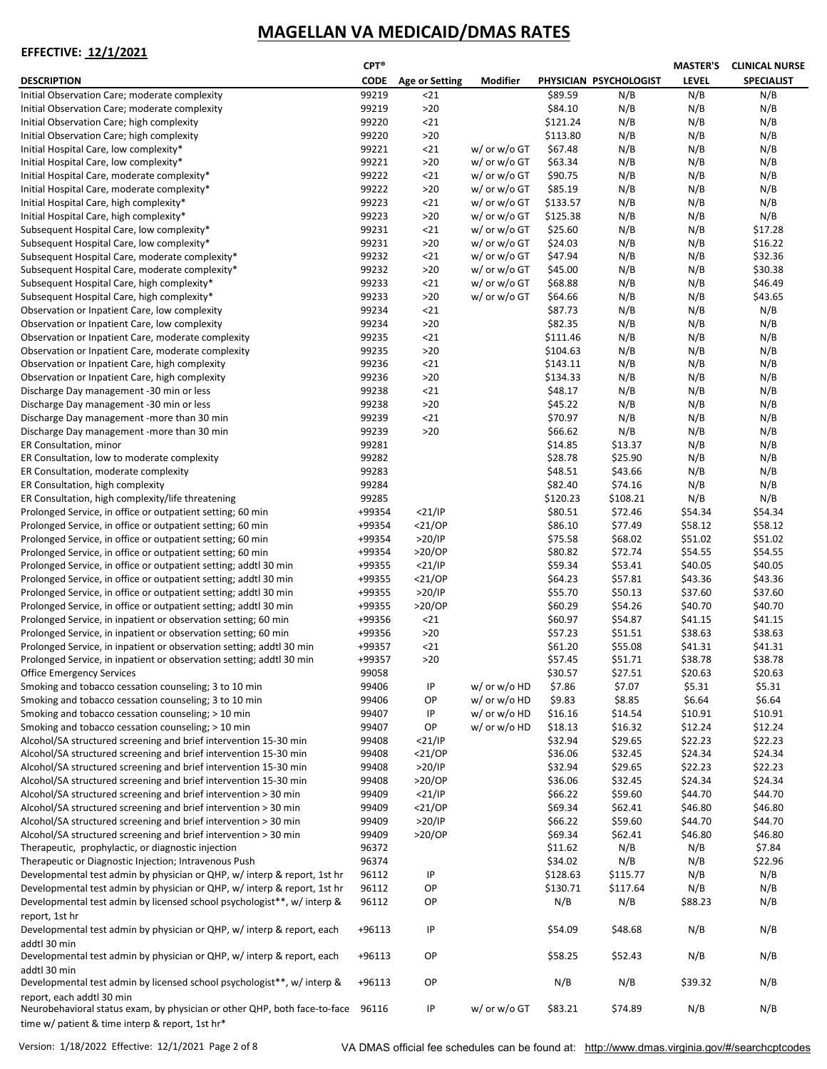# MAGELLAN VA MEDICAID/DMAS RATES

**EFFECTIVE: 12/1/2021**

| DESCRIPTION | CPT® CODE | Age or Setting | Modifier | PHYSICIAN | PSYCHOLOGIST | MASTER'S LEVEL | CLINICAL NURSE SPECIALIST |
|---|---|---|---|---|---|---|---|
| Initial Observation Care; moderate complexity | 99219 | <21 | | $89.59 | N/B | N/B | N/B |
| Initial Observation Care; moderate complexity | 99219 | >20 | | $84.10 | N/B | N/B | N/B |
| Initial Observation Care; high complexity | 99220 | <21 | | $121.24 | N/B | N/B | N/B |
| Initial Observation Care; high complexity | 99220 | >20 | | $113.80 | N/B | N/B | N/B |
| Initial Hospital Care, low complexity* | 99221 | <21 | w/ or w/o GT | $67.48 | N/B | N/B | N/B |
| Initial Hospital Care, low complexity* | 99221 | >20 | w/ or w/o GT | $63.34 | N/B | N/B | N/B |
| Initial Hospital Care, moderate complexity* | 99222 | <21 | w/ or w/o GT | $90.75 | N/B | N/B | N/B |
| Initial Hospital Care, moderate complexity* | 99222 | >20 | w/ or w/o GT | $85.19 | N/B | N/B | N/B |
| Initial Hospital Care, high complexity* | 99223 | <21 | w/ or w/o GT | $133.57 | N/B | N/B | N/B |
| Initial Hospital Care, high complexity* | 99223 | >20 | w/ or w/o GT | $125.38 | N/B | N/B | N/B |
| Subsequent Hospital Care, low complexity* | 99231 | <21 | w/ or w/o GT | $25.60 | N/B | N/B | $17.28 |
| Subsequent Hospital Care, low complexity* | 99231 | >20 | w/ or w/o GT | $24.03 | N/B | N/B | $16.22 |
| Subsequent Hospital Care, moderate complexity* | 99232 | <21 | w/ or w/o GT | $47.94 | N/B | N/B | $32.36 |
| Subsequent Hospital Care, moderate complexity* | 99232 | >20 | w/ or w/o GT | $45.00 | N/B | N/B | $30.38 |
| Subsequent Hospital Care, high complexity* | 99233 | <21 | w/ or w/o GT | $68.88 | N/B | N/B | $46.49 |
| Subsequent Hospital Care, high complexity* | 99233 | >20 | w/ or w/o GT | $64.66 | N/B | N/B | $43.65 |
| Observation or Inpatient Care, low complexity | 99234 | <21 | | $87.73 | N/B | N/B | N/B |
| Observation or Inpatient Care, low complexity | 99234 | >20 | | $82.35 | N/B | N/B | N/B |
| Observation or Inpatient Care, moderate complexity | 99235 | <21 | | $111.46 | N/B | N/B | N/B |
| Observation or Inpatient Care, moderate complexity | 99235 | >20 | | $104.63 | N/B | N/B | N/B |
| Observation or Inpatient Care, high complexity | 99236 | <21 | | $143.11 | N/B | N/B | N/B |
| Observation or Inpatient Care, high complexity | 99236 | >20 | | $134.33 | N/B | N/B | N/B |
| Discharge Day management -30 min or less | 99238 | <21 | | $48.17 | N/B | N/B | N/B |
| Discharge Day management -30 min or less | 99238 | >20 | | $45.22 | N/B | N/B | N/B |
| Discharge Day management -more than 30 min | 99239 | <21 | | $70.97 | N/B | N/B | N/B |
| Discharge Day management -more than 30 min | 99239 | >20 | | $66.62 | N/B | N/B | N/B |
| ER Consultation, minor | 99281 | | | $14.85 | $13.37 | N/B | N/B |
| ER Consultation, low to moderate complexity | 99282 | | | $28.78 | $25.90 | N/B | N/B |
| ER Consultation, moderate complexity | 99283 | | | $48.51 | $43.66 | N/B | N/B |
| ER Consultation, high complexity | 99284 | | | $82.40 | $74.16 | N/B | N/B |
| ER Consultation, high complexity/life threatening | 99285 | | | $120.23 | $108.21 | N/B | N/B |
| Prolonged Service, in office or outpatient setting; 60 min | +99354 | <21/IP | | $80.51 | $72.46 | $54.34 | $54.34 |
| Prolonged Service, in office or outpatient setting; 60 min | +99354 | <21/OP | | $86.10 | $77.49 | $58.12 | $58.12 |
| Prolonged Service, in office or outpatient setting; 60 min | +99354 | >20/IP | | $75.58 | $68.02 | $51.02 | $51.02 |
| Prolonged Service, in office or outpatient setting; 60 min | +99354 | >20/OP | | $80.82 | $72.74 | $54.55 | $54.55 |
| Prolonged Service, in office or outpatient setting; addtl 30 min | +99355 | <21/IP | | $59.34 | $53.41 | $40.05 | $40.05 |
| Prolonged Service, in office or outpatient setting; addtl 30 min | +99355 | <21/OP | | $64.23 | $57.81 | $43.36 | $43.36 |
| Prolonged Service, in office or outpatient setting; addtl 30 min | +99355 | >20/IP | | $55.70 | $50.13 | $37.60 | $37.60 |
| Prolonged Service, in office or outpatient setting; addtl 30 min | +99355 | >20/OP | | $60.29 | $54.26 | $40.70 | $40.70 |
| Prolonged Service, in inpatient or observation setting; 60 min | +99356 | <21 | | $60.97 | $54.87 | $41.15 | $41.15 |
| Prolonged Service, in inpatient or observation setting; 60 min | +99356 | >20 | | $57.23 | $51.51 | $38.63 | $38.63 |
| Prolonged Service, in inpatient or observation setting; addtl 30 min | +99357 | <21 | | $61.20 | $55.08 | $41.31 | $41.31 |
| Prolonged Service, in inpatient or observation setting; addtl 30 min | +99357 | >20 | | $57.45 | $51.71 | $38.78 | $38.78 |
| Office Emergency Services | 99058 | | | $30.57 | $27.51 | $20.63 | $20.63 |
| Smoking and tobacco cessation counseling; 3 to 10 min | 99406 | IP | w/ or w/o HD | $7.86 | $7.07 | $5.31 | $5.31 |
| Smoking and tobacco cessation counseling; 3 to 10 min | 99406 | OP | w/ or w/o HD | $9.83 | $8.85 | $6.64 | $6.64 |
| Smoking and tobacco cessation counseling; > 10 min | 99407 | IP | w/ or w/o HD | $16.16 | $14.54 | $10.91 | $10.91 |
| Smoking and tobacco cessation counseling; > 10 min | 99407 | OP | w/ or w/o HD | $18.13 | $16.32 | $12.24 | $12.24 |
| Alcohol/SA structured screening and brief intervention 15-30 min | 99408 | <21/IP | | $32.94 | $29.65 | $22.23 | $22.23 |
| Alcohol/SA structured screening and brief intervention 15-30 min | 99408 | <21/OP | | $36.06 | $32.45 | $24.34 | $24.34 |
| Alcohol/SA structured screening and brief intervention 15-30 min | 99408 | >20/IP | | $32.94 | $29.65 | $22.23 | $22.23 |
| Alcohol/SA structured screening and brief intervention 15-30 min | 99408 | >20/OP | | $36.06 | $32.45 | $24.34 | $24.34 |
| Alcohol/SA structured screening and brief intervention > 30 min | 99409 | <21/IP | | $66.22 | $59.60 | $44.70 | $44.70 |
| Alcohol/SA structured screening and brief intervention > 30 min | 99409 | <21/OP | | $69.34 | $62.41 | $46.80 | $46.80 |
| Alcohol/SA structured screening and brief intervention > 30 min | 99409 | >20/IP | | $66.22 | $59.60 | $44.70 | $44.70 |
| Alcohol/SA structured screening and brief intervention > 30 min | 99409 | >20/OP | | $69.34 | $62.41 | $46.80 | $46.80 |
| Therapeutic, prophylactic, or diagnostic injection | 96372 | | | $11.62 | N/B | N/B | $7.84 |
| Therapeutic or Diagnostic Injection; Intravenous Push | 96374 | | | $34.02 | N/B | N/B | $22.96 |
| Developmental test admin by physician or QHP, w/ interp & report, 1st hr | 96112 | IP | | $128.63 | $115.77 | N/B | N/B |
| Developmental test admin by physician or QHP, w/ interp & report, 1st hr | 96112 | OP | | $130.71 | $117.64 | N/B | N/B |
| Developmental test admin by licensed school psychologist**, w/ interp & report, 1st hr | 96112 | OP | | N/B | N/B | $88.23 | N/B |
| Developmental test admin by physician or QHP, w/ interp & report, each addtl 30 min | +96113 | IP | | $54.09 | $48.68 | N/B | N/B |
| Developmental test admin by physician or QHP, w/ interp & report, each addtl 30 min | +96113 | OP | | $58.25 | $52.43 | N/B | N/B |
| Developmental test admin by licensed school psychologist**, w/ interp & report, each addtl 30 min | +96113 | OP | | N/B | N/B | $39.32 | N/B |
| Neurobehavioral status exam, by physician or other QHP, both face-to-face time w/ patient & time interp & report, 1st hr* | 96116 | IP | w/ or w/o GT | $83.21 | $74.89 | N/B | N/B |

Version: 1/18/2022 Effective: 12/1/2021

VA DMAS official fee schedules can be found at: http://www.dmas.virginia.gov/#/searchcptcodes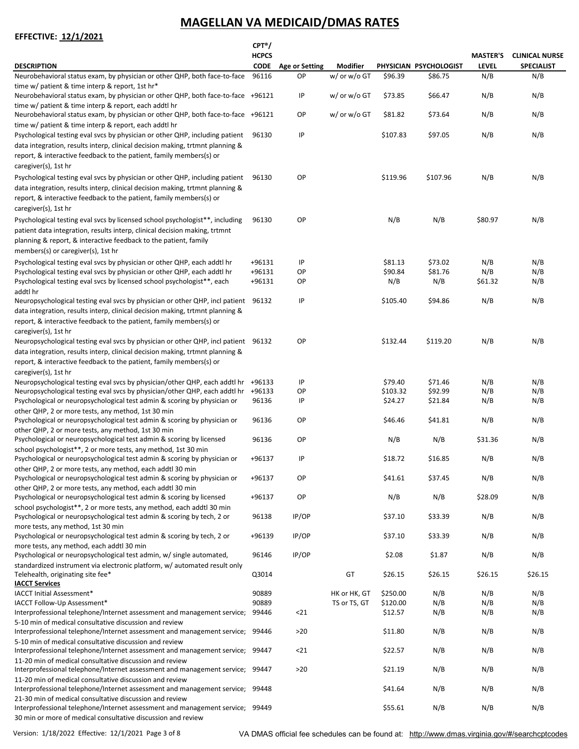# MAGELLAN VA MEDICAID/DMAS RATES

**EFFECTIVE: 12/1/2021**

| DESCRIPTION | CPT®/ HCPCS CODE | Age or Setting | Modifier | PHYSICIAN | PSYCHOLOGIST | MASTER'S LEVEL | CLINICAL NURSE SPECIALIST |
|---|---|---|---|---|---|---|---|
| Neurobehavioral status exam, by physician or other QHP, both face-to-face time w/ patient & time interp & report, 1st hr* | 96116 | OP | w/ or w/o GT | $96.39 | $86.75 | N/B | N/B |
| Neurobehavioral status exam, by physician or other QHP, both face-to-face time w/ patient & time interp & report, each addtl hr | +96121 | IP | w/ or w/o GT | $73.85 | $66.47 | N/B | N/B |
| Neurobehavioral status exam, by physician or other QHP, both face-to-face time w/ patient & time interp & report, each addtl hr | +96121 | OP | w/ or w/o GT | $81.82 | $73.64 | N/B | N/B |
| Psychological testing eval svcs by physician or other QHP, including patient data integration, results interp, clinical decision making, trtmnt planning & report, & interactive feedback to the patient, family members(s) or caregiver(s), 1st hr | 96130 | IP | | $107.83 | $97.05 | N/B | N/B |
| Psychological testing eval svcs by physician or other QHP, including patient data integration, results interp, clinical decision making, trtmnt planning & report, & interactive feedback to the patient, family members(s) or caregiver(s), 1st hr | 96130 | OP | | $119.96 | $107.96 | N/B | N/B |
| Psychological testing eval svcs by licensed school psychologist**, including patient data integration, results interp, clinical decision making, trtmnt planning & report, & interactive feedback to the patient, family members(s) or caregiver(s), 1st hr | 96130 | OP | | N/B | N/B | $80.97 | N/B |
| Psychological testing eval svcs by physician or other QHP, each addtl hr | +96131 | IP | | $81.13 | $73.02 | N/B | N/B |
| Psychological testing eval svcs by physician or other QHP, each addtl hr | +96131 | OP | | $90.84 | $81.76 | N/B | N/B |
| Psychological testing eval svcs by licensed school psychologist**, each addtl hr | +96131 | OP | | N/B | N/B | $61.32 | N/B |
| Neuropsychological testing eval svcs by physician or other QHP, incl patient data integration, results interp, clinical decision making, trtmnt planning & report, & interactive feedback to the patient, family members(s) or caregiver(s), 1st hr | 96132 | IP | | $105.40 | $94.86 | N/B | N/B |
| Neuropsychological testing eval svcs by physician or other QHP, incl patient data integration, results interp, clinical decision making, trtmnt planning & report, & interactive feedback to the patient, family members(s) or caregiver(s), 1st hr | 96132 | OP | | $132.44 | $119.20 | N/B | N/B |
| Neuropsychological testing eval svcs by physician/other QHP, each addtl hr | +96133 | IP | | $79.40 | $71.46 | N/B | N/B |
| Neuropsychological testing eval svcs by physician/other QHP, each addtl hr | +96133 | OP | | $103.32 | $92.99 | N/B | N/B |
| Psychological or neuropsychological test admin & scoring by physician or other QHP, 2 or more tests, any method, 1st 30 min | 96136 | IP | | $24.27 | $21.84 | N/B | N/B |
| Psychological or neuropsychological test admin & scoring by physician or other QHP, 2 or more tests, any method, 1st 30 min | 96136 | OP | | $46.46 | $41.81 | N/B | N/B |
| Psychological or neuropsychological test admin & scoring by licensed school psychologist**, 2 or more tests, any method, 1st 30 min | 96136 | OP | | N/B | N/B | $31.36 | N/B |
| Psychological or neuropsychological test admin & scoring by physician or other QHP, 2 or more tests, any method, each addtl 30 min | +96137 | IP | | $18.72 | $16.85 | N/B | N/B |
| Psychological or neuropsychological test admin & scoring by physician or other QHP, 2 or more tests, any method, each addtl 30 min | +96137 | OP | | $41.61 | $37.45 | N/B | N/B |
| Psychological or neuropsychological test admin & scoring by licensed school psychologist**, 2 or more tests, any method, each addtl 30 min | +96137 | OP | | N/B | N/B | $28.09 | N/B |
| Psychological or neuropsychological test admin & scoring by tech, 2 or more tests, any method, 1st 30 min | 96138 | IP/OP | | $37.10 | $33.39 | N/B | N/B |
| Psychological or neuropsychological test admin & scoring by tech, 2 or more tests, any method, each addtl 30 min | +96139 | IP/OP | | $37.10 | $33.39 | N/B | N/B |
| Psychological or neuropsychological test admin, w/ single automated, standardized instrument via electronic platform, w/ automated result only | 96146 | IP/OP | | $2.08 | $1.87 | N/B | N/B |
| Telehealth, originating site fee* | Q3014 | | GT | $26.15 | $26.15 | $26.15 | $26.15 |
| **IACCT Services** | | | | | | | |
| IACCT Initial Assessment* | 90889 | | HK or HK, GT | $250.00 | N/B | N/B | N/B |
| IACCT Follow-Up Assessment* | 90889 | | TS or TS, GT | $120.00 | N/B | N/B | N/B |
| Interprofessional telephone/Internet assessment and management service; 5-10 min of medical consultative discussion and review | 99446 | <21 | | $12.57 | N/B | N/B | N/B |
| Interprofessional telephone/Internet assessment and management service; 5-10 min of medical consultative discussion and review | 99446 | >20 | | $11.80 | N/B | N/B | N/B |
| Interprofessional telephone/Internet assessment and management service; 11-20 min of medical consultative discussion and review | 99447 | <21 | | $22.57 | N/B | N/B | N/B |
| Interprofessional telephone/Internet assessment and management service; 11-20 min of medical consultative discussion and review | 99447 | >20 | | $21.19 | N/B | N/B | N/B |
| Interprofessional telephone/Internet assessment and management service; 21-30 min of medical consultative discussion and review | 99448 | | | $41.64 | N/B | N/B | N/B |
| Interprofessional telephone/Internet assessment and management service; 30 min or more of medical consultative discussion and review | 99449 | | | $55.61 | N/B | N/B | N/B |

Version: 1/18/2022 Effective: 12/1/2021

VA DMAS official fee schedules can be found at: http://www.dmas.virginia.gov/#/searchcptcodes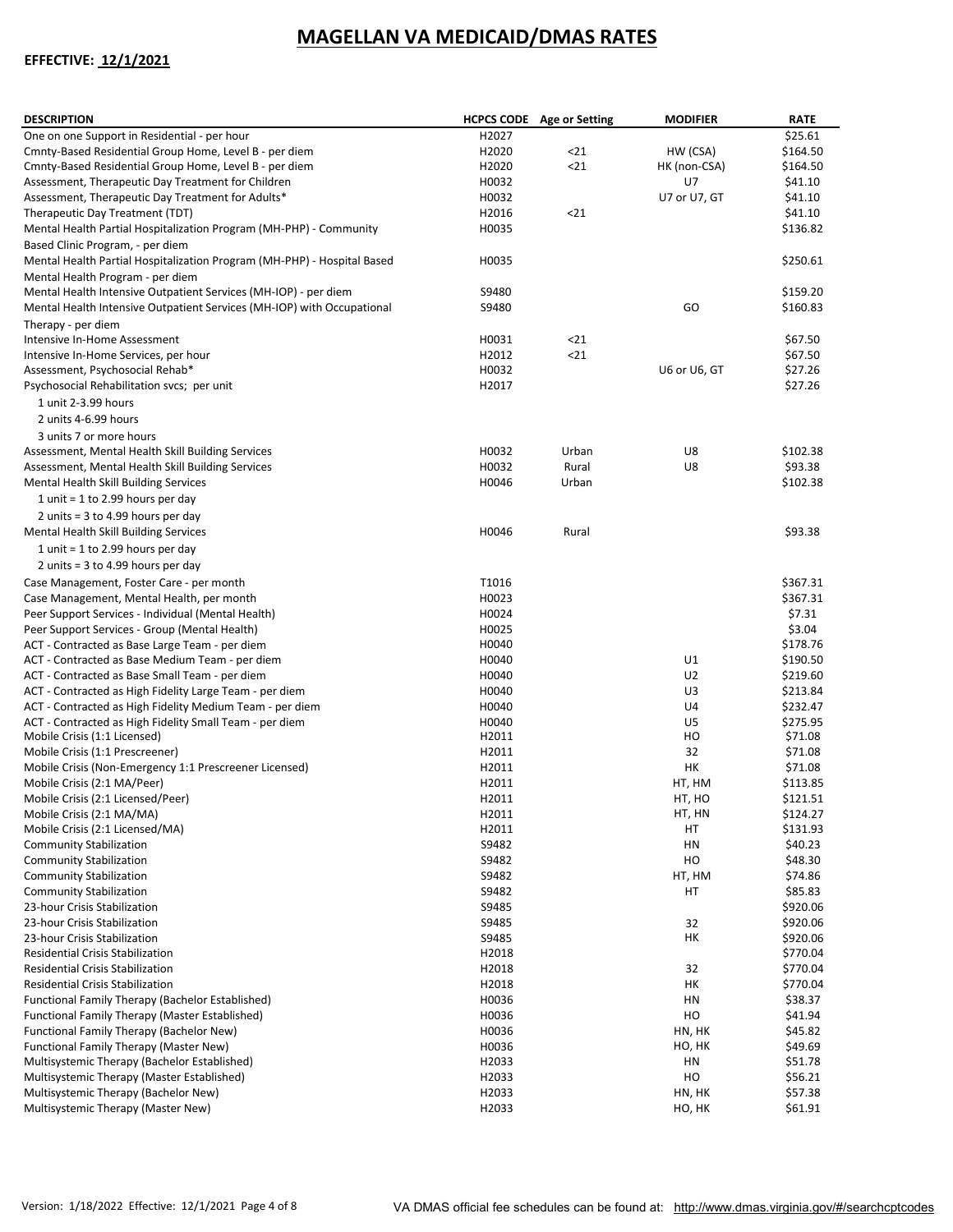# MAGELLAN VA MEDICAID/DMAS RATES

**EFFECTIVE: 12/1/2021**

| DESCRIPTION | HCPCS CODE | Age or Setting | MODIFIER | RATE |
|---|---|---|---|---|
| One on one Support in Residential - per hour | H2027 | | | $25.61 |
| Cmnty-Based Residential Group Home, Level B - per diem | H2020 | <21 | HW (CSA) | $164.50 |
| Cmnty-Based Residential Group Home, Level B - per diem | H2020 | <21 | HK (non-CSA) | $164.50 |
| Assessment, Therapeutic Day Treatment for Children | H0032 | | U7 | $41.10 |
| Assessment, Therapeutic Day Treatment for Adults* | H0032 | | U7 or U7, GT | $41.10 |
| Therapeutic Day Treatment (TDT) | H2016 | <21 | | $41.10 |
| Mental Health Partial Hospitalization Program (MH-PHP) - Community Based Clinic Program, - per diem | H0035 | | | $136.82 |
| Mental Health Partial Hospitalization Program (MH-PHP) - Hospital Based Mental Health Program - per diem | H0035 | | | $250.61 |
| Mental Health Intensive Outpatient Services (MH-IOP) - per diem | S9480 | | | $159.20 |
| Mental Health Intensive Outpatient Services (MH-IOP) with Occupational Therapy - per diem | S9480 | | GO | $160.83 |
| Intensive In-Home Assessment | H0031 | <21 | | $67.50 |
| Intensive In-Home Services, per hour | H2012 | <21 | | $67.50 |
| Assessment, Psychosocial Rehab* | H0032 | | U6 or U6, GT | $27.26 |
| Psychosocial Rehabilitation svcs; per unit<br>1 unit 2-3.99 hours<br>2 units 4-6.99 hours<br>3 units 7 or more hours | H2017 | | | $27.26 |
| Assessment, Mental Health Skill Building Services | H0032 | Urban | U8 | $102.38 |
| Assessment, Mental Health Skill Building Services | H0032 | Rural | U8 | $93.38 |
| Mental Health Skill Building Services<br>1 unit = 1 to 2.99 hours per day<br>2 units = 3 to 4.99 hours per day | H0046 | Urban | | $102.38 |
| Mental Health Skill Building Services<br>1 unit = 1 to 2.99 hours per day<br>2 units = 3 to 4.99 hours per day | H0046 | Rural | | $93.38 |
| Case Management, Foster Care - per month | T1016 | | | $367.31 |
| Case Management, Mental Health, per month | H0023 | | | $367.31 |
| Peer Support Services - Individual (Mental Health) | H0024 | | | $7.31 |
| Peer Support Services - Group (Mental Health) | H0025 | | | $3.04 |
| ACT - Contracted as Base Large Team - per diem | H0040 | | | $178.76 |
| ACT - Contracted as Base Medium Team - per diem | H0040 | | U1 | $190.50 |
| ACT - Contracted as Base Small Team - per diem | H0040 | | U2 | $219.60 |
| ACT - Contracted as High Fidelity Large Team - per diem | H0040 | | U3 | $213.84 |
| ACT - Contracted as High Fidelity Medium Team - per diem | H0040 | | U4 | $232.47 |
| ACT - Contracted as High Fidelity Small Team - per diem | H0040 | | U5 | $275.95 |
| Mobile Crisis (1:1 Licensed) | H2011 | | HO | $71.08 |
| Mobile Crisis (1:1 Prescreener) | H2011 | | 32 | $71.08 |
| Mobile Crisis (Non-Emergency 1:1 Prescreener Licensed) | H2011 | | HK | $71.08 |
| Mobile Crisis (2:1 MA/Peer) | H2011 | | HT, HM | $113.85 |
| Mobile Crisis (2:1 Licensed/Peer) | H2011 | | HT, HO | $121.51 |
| Mobile Crisis (2:1 MA/MA) | H2011 | | HT, HN | $124.27 |
| Mobile Crisis (2:1 Licensed/MA) | H2011 | | HT | $131.93 |
| Community Stabilization | S9482 | | HN | $40.23 |
| Community Stabilization | S9482 | | HO | $48.30 |
| Community Stabilization | S9482 | | HT, HM | $74.86 |
| Community Stabilization | S9482 | | HT | $85.83 |
| 23-hour Crisis Stabilization | S9485 | | | $920.06 |
| 23-hour Crisis Stabilization | S9485 | | 32 | $920.06 |
| 23-hour Crisis Stabilization | S9485 | | HK | $920.06 |
| Residential Crisis Stabilization | H2018 | | | $770.04 |
| Residential Crisis Stabilization | H2018 | | 32 | $770.04 |
| Residential Crisis Stabilization | H2018 | | HK | $770.04 |
| Functional Family Therapy (Bachelor Established) | H0036 | | HN | $38.37 |
| Functional Family Therapy (Master Established) | H0036 | | HO | $41.94 |
| Functional Family Therapy (Bachelor New) | H0036 | | HN, HK | $45.82 |
| Functional Family Therapy (Master New) | H0036 | | HO, HK | $49.69 |
| Multisystemic Therapy (Bachelor Established) | H2033 | | HN | $51.78 |
| Multisystemic Therapy (Master Established) | H2033 | | HO | $56.21 |
| Multisystemic Therapy (Bachelor New) | H2033 | | HN, HK | $57.38 |
| Multisystemic Therapy (Master New) | H2033 | | HO, HK | $61.91 |

Version: 1/18/2022 Effective: 12/1/2021 VA DMAS official fee schedules can be found at: http://www.dmas.virginia.gov/#/searchcptcodes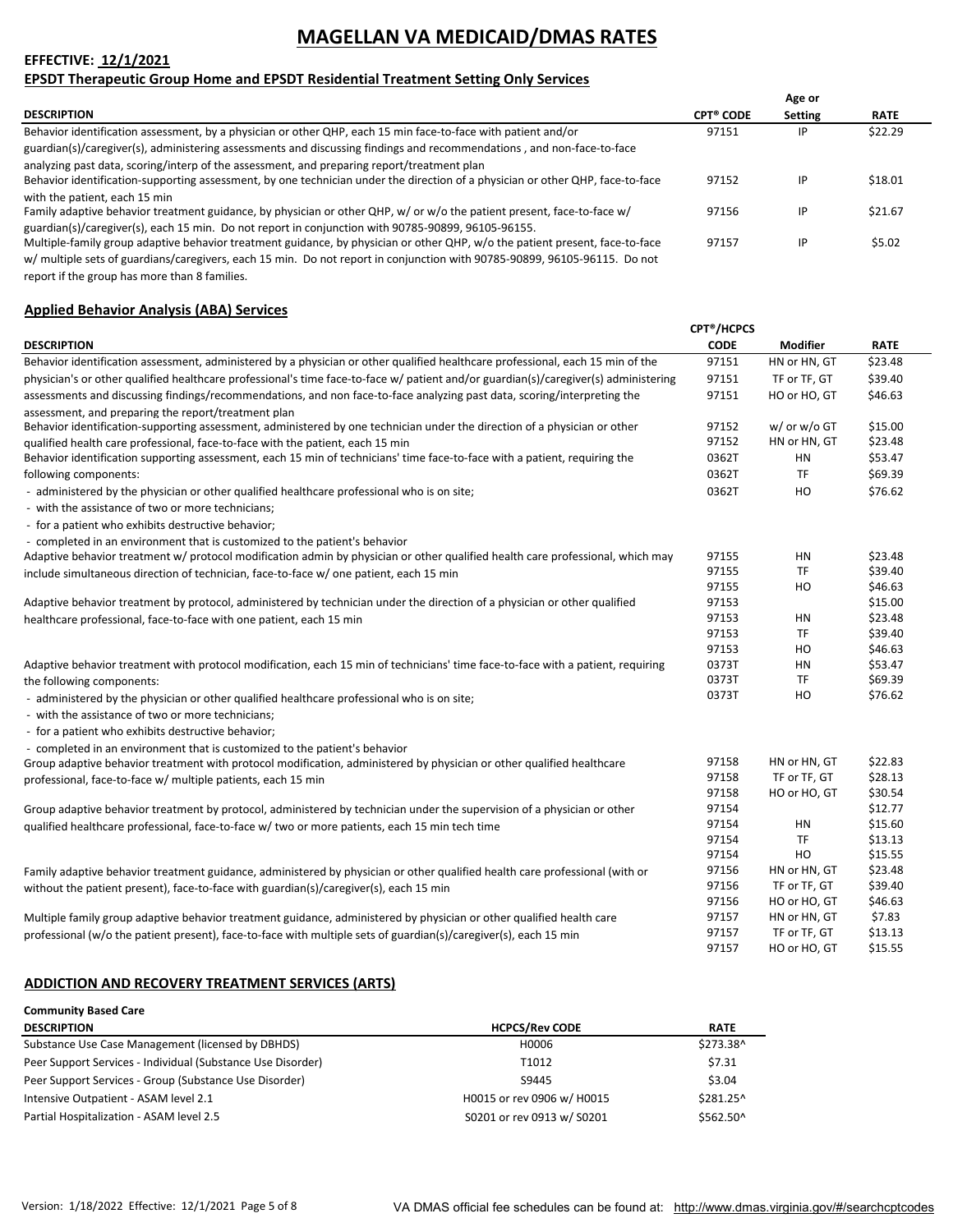# MAGELLAN VA MEDICAID/DMAS RATES

**EFFECTIVE: 12/1/2021**

## EPSDT Therapeutic Group Home and EPSDT Residential Treatment Setting Only Services

| DESCRIPTION | CPT® CODE | Age or Setting | RATE |
|---|---|---|---|
| Behavior identification assessment, by a physician or other QHP, each 15 min face-to-face with patient and/or guardian(s)/caregiver(s), administering assessments and discussing findings and recommendations , and non-face-to-face analyzing past data, scoring/interp of the assessment, and preparing report/treatment plan | 97151 | IP | $22.29 |
| Behavior identification-supporting assessment, by one technician under the direction of a physician or other QHP, face-to-face with the patient, each 15 min | 97152 | IP | $18.01 |
| Family adaptive behavior treatment guidance, by physician or other QHP, w/ or w/o the patient present, face-to-face w/ guardian(s)/caregiver(s), each 15 min. Do not report in conjunction with 90785-90899, 96105-96155. | 97156 | IP | $21.67 |
| Multiple-family group adaptive behavior treatment guidance, by physician or other QHP, w/o the patient present, face-to-face w/ multiple sets of guardians/caregivers, each 15 min. Do not report in conjunction with 90785-90899, 96105-96115. Do not report if the group has more than 8 families. | 97157 | IP | $5.02 |

## Applied Behavior Analysis (ABA) Services

| DESCRIPTION | CPT®/HCPCS CODE | Modifier | RATE |
|---|---|---|---|
| Behavior identification assessment, administered by a physician or other qualified healthcare professional, each 15 min of the physician's or other qualified healthcare professional's time face-to-face w/ patient and/or guardian(s)/caregiver(s) administering assessments and discussing findings/recommendations, and non face-to-face analyzing past data, scoring/interpreting the assessment, and preparing the report/treatment plan | 97151 | HN or HN, GT | $23.48 |
| | 97151 | TF or TF, GT | $39.40 |
| | 97151 | HO or HO, GT | $46.63 |
| Behavior identification-supporting assessment, administered by one technician under the direction of a physician or other qualified health care professional, face-to-face with the patient, each 15 min | 97152 | w/ or w/o GT | $15.00 |
| | 97152 | HN or HN, GT | $23.48 |
| Behavior identification supporting assessment, each 15 min of technicians' time face-to-face with a patient, requiring the following components:<br>- administered by the physician or other qualified healthcare professional who is on site;<br>- with the assistance of two or more technicians;<br>- for a patient who exhibits destructive behavior;<br>- completed in an environment that is customized to the patient's behavior | 0362T | HN | $53.47 |
| | 0362T | TF | $69.39 |
| | 0362T | HO | $76.62 |
| Adaptive behavior treatment w/ protocol modification admin by physician or other qualified health care professional, which may include simultaneous direction of technician, face-to-face w/ one patient, each 15 min | 97155 | HN | $23.48 |
| | 97155 | TF | $39.40 |
| | 97155 | HO | $46.63 |
| Adaptive behavior treatment by protocol, administered by technician under the direction of a physician or other qualified healthcare professional, face-to-face with one patient, each 15 min | 97153 | | $15.00 |
| | 97153 | HN | $23.48 |
| | 97153 | TF | $39.40 |
| | 97153 | HO | $46.63 |
| Adaptive behavior treatment with protocol modification, each 15 min of technicians' time face-to-face with a patient, requiring the following components:<br>- administered by the physician or other qualified healthcare professional who is on site;<br>- with the assistance of two or more technicians;<br>- for a patient who exhibits destructive behavior;<br>- completed in an environment that is customized to the patient's behavior | 0373T | HN | $53.47 |
| | 0373T | TF | $69.39 |
| | 0373T | HO | $76.62 |
| Group adaptive behavior treatment with protocol modification, administered by physician or other qualified healthcare professional, face-to-face w/ multiple patients, each 15 min | 97158 | HN or HN, GT | $22.83 |
| | 97158 | TF or TF, GT | $28.13 |
| | 97158 | HO or HO, GT | $30.54 |
| Group adaptive behavior treatment by protocol, administered by technician under the supervision of a physician or other qualified healthcare professional, face-to-face w/ two or more patients, each 15 min tech time | 97154 | | $12.77 |
| | 97154 | HN | $15.60 |
| | 97154 | TF | $13.13 |
| | 97154 | HO | $15.55 |
| Family adaptive behavior treatment guidance, administered by physician or other qualified health care professional (with or without the patient present), face-to-face with guardian(s)/caregiver(s), each 15 min | 97156 | HN or HN, GT | $23.48 |
| | 97156 | TF or TF, GT | $39.40 |
| | 97156 | HO or HO, GT | $46.63 |
| Multiple family group adaptive behavior treatment guidance, administered by physician or other qualified health care professional (w/o the patient present), face-to-face with multiple sets of guardian(s)/caregiver(s), each 15 min | 97157 | HN or HN, GT | $7.83 |
| | 97157 | TF or TF, GT | $13.13 |
| | 97157 | HO or HO, GT | $15.55 |

## ADDICTION AND RECOVERY TREATMENT SERVICES (ARTS)

**Community Based Care**

| DESCRIPTION | HCPCS/Rev CODE | RATE |
|---|---|---|
| Substance Use Case Management (licensed by DBHDS) | H0006 | $273.38^ |
| Peer Support Services - Individual (Substance Use Disorder) | T1012 | $7.31 |
| Peer Support Services - Group (Substance Use Disorder) | S9445 | $3.04 |
| Intensive Outpatient - ASAM level 2.1 | H0015 or rev 0906 w/ H0015 | $281.25^ |
| Partial Hospitalization - ASAM level 2.5 | S0201 or rev 0913 w/ S0201 | $562.50^ |

Version: 1/18/2022 Effective: 12/1/2021 VA DMAS official fee schedules can be found at: http://www.dmas.virginia.gov/#/searchcptcodes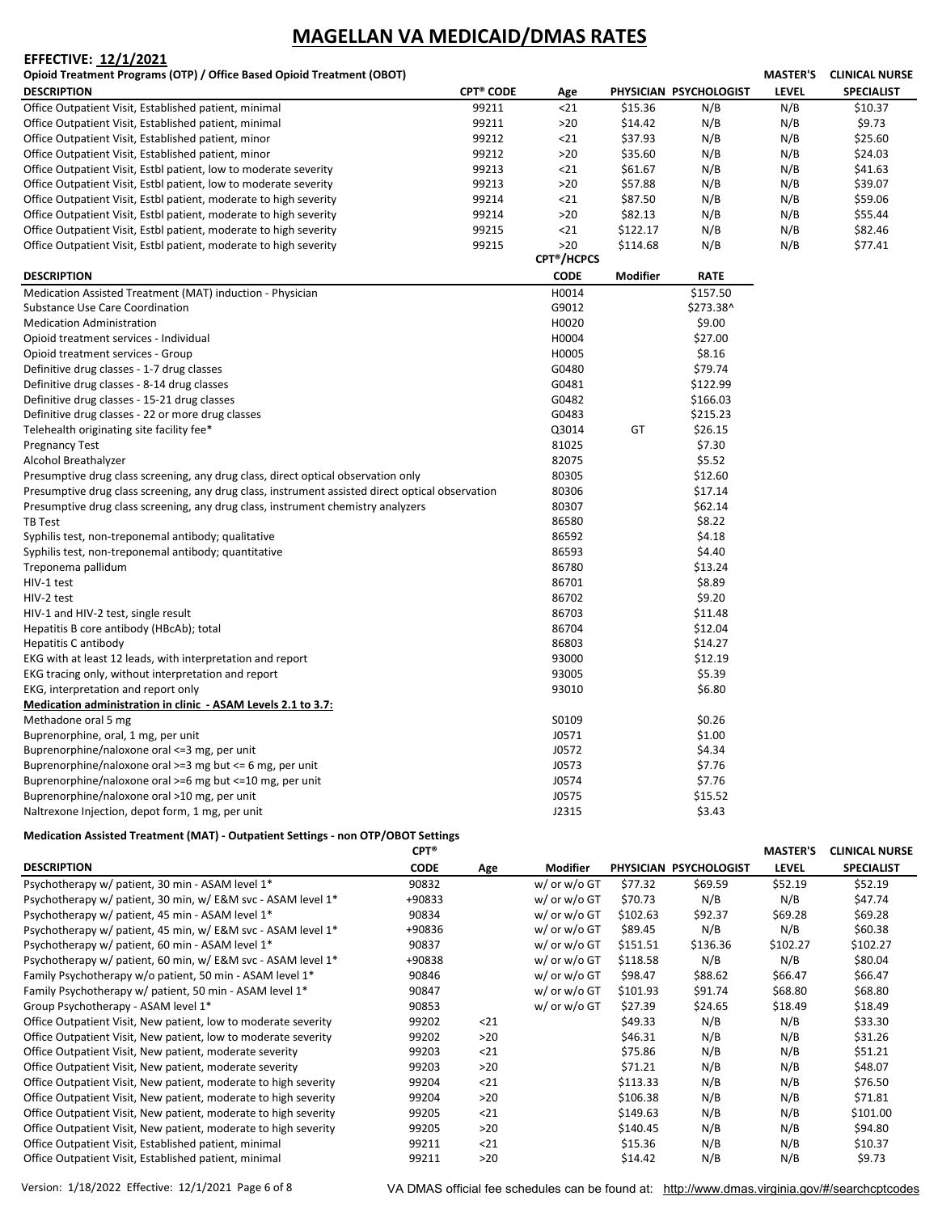# MAGELLAN VA MEDICAID/DMAS RATES

**EFFECTIVE: 12/1/2021**

**Opioid Treatment Programs (OTP) / Office Based Opioid Treatment (OBOT)**

| DESCRIPTION | CPT® CODE | Age | PHYSICIAN | PSYCHOLOGIST | MASTER'S LEVEL | CLINICAL NURSE SPECIALIST |
|---|---|---|---|---|---|---|
| Office Outpatient Visit, Established patient, minimal | 99211 | <21 | $15.36 | N/B | N/B | $10.37 |
| Office Outpatient Visit, Established patient, minimal | 99211 | >20 | $14.42 | N/B | N/B | $9.73 |
| Office Outpatient Visit, Established patient, minor | 99212 | <21 | $37.93 | N/B | N/B | $25.60 |
| Office Outpatient Visit, Established patient, minor | 99212 | >20 | $35.60 | N/B | N/B | $24.03 |
| Office Outpatient Visit, Estbl patient, low to moderate severity | 99213 | <21 | $61.67 | N/B | N/B | $41.63 |
| Office Outpatient Visit, Estbl patient, low to moderate severity | 99213 | >20 | $57.88 | N/B | N/B | $39.07 |
| Office Outpatient Visit, Estbl patient, moderate to high severity | 99214 | <21 | $87.50 | N/B | N/B | $59.06 |
| Office Outpatient Visit, Estbl patient, moderate to high severity | 99214 | >20 | $82.13 | N/B | N/B | $55.44 |
| Office Outpatient Visit, Estbl patient, moderate to high severity | 99215 | <21 | $122.17 | N/B | N/B | $82.46 |
| Office Outpatient Visit, Estbl patient, moderate to high severity | 99215 | >20 | $114.68 | N/B | N/B | $77.41 |

| DESCRIPTION | CPT®/HCPCS CODE | Modifier | RATE |
|---|---|---|---|
| Medication Assisted Treatment (MAT) induction - Physician | H0014 | | $157.50 |
| Substance Use Care Coordination | G9012 | | $273.38^ |
| Medication Administration | H0020 | | $9.00 |
| Opioid treatment services - Individual | H0004 | | $27.00 |
| Opioid treatment services - Group | H0005 | | $8.16 |
| Definitive drug classes - 1-7 drug classes | G0480 | | $79.74 |
| Definitive drug classes - 8-14 drug classes | G0481 | | $122.99 |
| Definitive drug classes - 15-21 drug classes | G0482 | | $166.03 |
| Definitive drug classes - 22 or more drug classes | G0483 | | $215.23 |
| Telehealth originating site facility fee* | Q3014 | GT | $26.15 |
| Pregnancy Test | 81025 | | $7.30 |
| Alcohol Breathalyzer | 82075 | | $5.52 |
| Presumptive drug class screening, any drug class, direct optical observation only | 80305 | | $12.60 |
| Presumptive drug class screening, any drug class, instrument assisted direct optical observation | 80306 | | $17.14 |
| Presumptive drug class screening, any drug class, instrument chemistry analyzers | 80307 | | $62.14 |
| TB Test | 86580 | | $8.22 |
| Syphilis test, non-treponemal antibody; qualitative | 86592 | | $4.18 |
| Syphilis test, non-treponemal antibody; quantitative | 86593 | | $4.40 |
| Treponema pallidum | 86780 | | $13.24 |
| HIV-1 test | 86701 | | $8.89 |
| HIV-2 test | 86702 | | $9.20 |
| HIV-1 and HIV-2 test, single result | 86703 | | $11.48 |
| Hepatitis B core antibody (HBcAb); total | 86704 | | $12.04 |
| Hepatitis C antibody | 86803 | | $14.27 |
| EKG with at least 12 leads, with interpretation and report | 93000 | | $12.19 |
| EKG tracing only, without interpretation and report | 93005 | | $5.39 |
| EKG, interpretation and report only | 93010 | | $6.80 |
| **Medication administration in clinic - ASAM Levels 2.1 to 3.7:** | | | |
| Methadone oral 5 mg | S0109 | | $0.26 |
| Buprenorphine, oral, 1 mg, per unit | J0571 | | $1.00 |
| Buprenorphine/naloxone oral <=3 mg, per unit | J0572 | | $4.34 |
| Buprenorphine/naloxone oral >=3 mg but <= 6 mg, per unit | J0573 | | $7.76 |
| Buprenorphine/naloxone oral >=6 mg but <=10 mg, per unit | J0574 | | $7.76 |
| Buprenorphine/naloxone oral >10 mg, per unit | J0575 | | $15.52 |
| Naltrexone Injection, depot form, 1 mg, per unit | J2315 | | $3.43 |

**Medication Assisted Treatment (MAT) - Outpatient Settings - non OTP/OBOT Settings**

| DESCRIPTION | CPT® CODE | Age | Modifier | PHYSICIAN | PSYCHOLOGIST | MASTER'S LEVEL | CLINICAL NURSE SPECIALIST |
|---|---|---|---|---|---|---|---|
| Psychotherapy w/ patient, 30 min - ASAM level 1* | 90832 | | w/ or w/o GT | $77.32 | $69.59 | $52.19 | $52.19 |
| Psychotherapy w/ patient, 30 min, w/ E&M svc - ASAM level 1* | +90833 | | w/ or w/o GT | $70.73 | N/B | N/B | $47.74 |
| Psychotherapy w/ patient, 45 min - ASAM level 1* | 90834 | | w/ or w/o GT | $102.63 | $92.37 | $69.28 | $69.28 |
| Psychotherapy w/ patient, 45 min, w/ E&M svc - ASAM level 1* | +90836 | | w/ or w/o GT | $89.45 | N/B | N/B | $60.38 |
| Psychotherapy w/ patient, 60 min - ASAM level 1* | 90837 | | w/ or w/o GT | $151.51 | $136.36 | $102.27 | $102.27 |
| Psychotherapy w/ patient, 60 min, w/ E&M svc - ASAM level 1* | +90838 | | w/ or w/o GT | $118.58 | N/B | N/B | $80.04 |
| Family Psychotherapy w/o patient, 50 min - ASAM level 1* | 90846 | | w/ or w/o GT | $98.47 | $88.62 | $66.47 | $66.47 |
| Family Psychotherapy w/ patient, 50 min - ASAM level 1* | 90847 | | w/ or w/o GT | $101.93 | $91.74 | $68.80 | $68.80 |
| Group Psychotherapy - ASAM level 1* | 90853 | | w/ or w/o GT | $27.39 | $24.65 | $18.49 | $18.49 |
| Office Outpatient Visit, New patient, low to moderate severity | 99202 | <21 | | $49.33 | N/B | N/B | $33.30 |
| Office Outpatient Visit, New patient, low to moderate severity | 99202 | >20 | | $46.31 | N/B | N/B | $31.26 |
| Office Outpatient Visit, New patient, moderate severity | 99203 | <21 | | $75.86 | N/B | N/B | $51.21 |
| Office Outpatient Visit, New patient, moderate severity | 99203 | >20 | | $71.21 | N/B | N/B | $48.07 |
| Office Outpatient Visit, New patient, moderate to high severity | 99204 | <21 | | $113.33 | N/B | N/B | $76.50 |
| Office Outpatient Visit, New patient, moderate to high severity | 99204 | >20 | | $106.38 | N/B | N/B | $71.81 |
| Office Outpatient Visit, New patient, moderate to high severity | 99205 | <21 | | $149.63 | N/B | N/B | $101.00 |
| Office Outpatient Visit, New patient, moderate to high severity | 99205 | >20 | | $140.45 | N/B | N/B | $94.80 |
| Office Outpatient Visit, Established patient, minimal | 99211 | <21 | | $15.36 | N/B | N/B | $10.37 |
| Office Outpatient Visit, Established patient, minimal | 99211 | >20 | | $14.42 | N/B | N/B | $9.73 |

VA DMAS official fee schedules can be found at: http://www.dmas.virginia.gov/#/searchcptcodes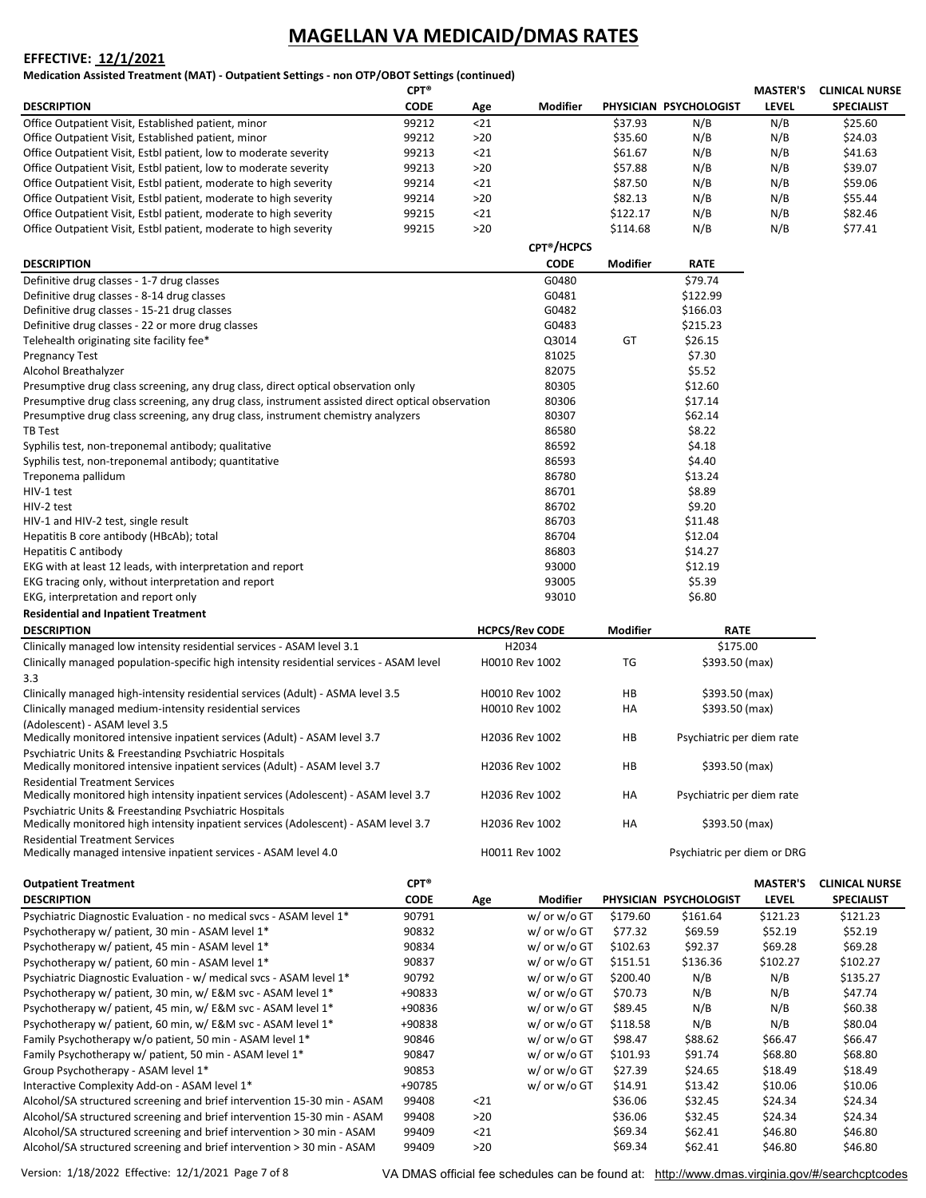# MAGELLAN VA MEDICAID/DMAS RATES

**EFFECTIVE: 12/1/2021**

**Medication Assisted Treatment (MAT) - Outpatient Settings - non OTP/OBOT Settings (continued)**

| DESCRIPTION | CPT® CODE | Age | Modifier | PHYSICIAN | PSYCHOLOGIST | MASTER'S LEVEL | CLINICAL NURSE SPECIALIST |
|---|---|---|---|---|---|---|---|
| Office Outpatient Visit, Established patient, minor | 99212 | <21 | | $37.93 | N/B | N/B | $25.60 |
| Office Outpatient Visit, Established patient, minor | 99212 | >20 | | $35.60 | N/B | N/B | $24.03 |
| Office Outpatient Visit, Estbl patient, low to moderate severity | 99213 | <21 | | $61.67 | N/B | N/B | $41.63 |
| Office Outpatient Visit, Estbl patient, low to moderate severity | 99213 | >20 | | $57.88 | N/B | N/B | $39.07 |
| Office Outpatient Visit, Estbl patient, moderate to high severity | 99214 | <21 | | $87.50 | N/B | N/B | $59.06 |
| Office Outpatient Visit, Estbl patient, moderate to high severity | 99214 | >20 | | $82.13 | N/B | N/B | $55.44 |
| Office Outpatient Visit, Estbl patient, moderate to high severity | 99215 | <21 | | $122.17 | N/B | N/B | $82.46 |
| Office Outpatient Visit, Estbl patient, moderate to high severity | 99215 | >20 | | $114.68 | N/B | N/B | $77.41 |

| DESCRIPTION | CPT®/HCPCS CODE | Modifier | RATE |
|---|---|---|---|
| Definitive drug classes - 1-7 drug classes | G0480 | | $79.74 |
| Definitive drug classes - 8-14 drug classes | G0481 | | $122.99 |
| Definitive drug classes - 15-21 drug classes | G0482 | | $166.03 |
| Definitive drug classes - 22 or more drug classes | G0483 | | $215.23 |
| Telehealth originating site facility fee* | Q3014 | GT | $26.15 |
| Pregnancy Test | 81025 | | $7.30 |
| Alcohol Breathalyzer | 82075 | | $5.52 |
| Presumptive drug class screening, any drug class, direct optical observation only | 80305 | | $12.60 |
| Presumptive drug class screening, any drug class, instrument assisted direct optical observation | 80306 | | $17.14 |
| Presumptive drug class screening, any drug class, instrument chemistry analyzers | 80307 | | $62.14 |
| TB Test | 86580 | | $8.22 |
| Syphilis test, non-treponemal antibody; qualitative | 86592 | | $4.18 |
| Syphilis test, non-treponemal antibody; quantitative | 86593 | | $4.40 |
| Treponema pallidum | 86780 | | $13.24 |
| HIV-1 test | 86701 | | $8.89 |
| HIV-2 test | 86702 | | $9.20 |
| HIV-1 and HIV-2 test, single result | 86703 | | $11.48 |
| Hepatitis B core antibody (HBcAb); total | 86704 | | $12.04 |
| Hepatitis C antibody | 86803 | | $14.27 |
| EKG with at least 12 leads, with interpretation and report | 93000 | | $12.19 |
| EKG tracing only, without interpretation and report | 93005 | | $5.39 |
| EKG, interpretation and report only | 93010 | | $6.80 |

**Residential and Inpatient Treatment**

| DESCRIPTION | HCPCS/Rev CODE | Modifier | RATE |
|---|---|---|---|
| Clinically managed low intensity residential services - ASAM level 3.1 | H2034 | | $175.00 |
| Clinically managed population-specific high intensity residential services - ASAM level 3.3 | H0010 Rev 1002 | TG | $393.50 (max) |
| Clinically managed high-intensity residential services (Adult) - ASMA level 3.5 | H0010 Rev 1002 | HB | $393.50 (max) |
| Clinically managed medium-intensity residential services (Adolescent) - ASAM level 3.5 | H0010 Rev 1002 | HA | $393.50 (max) |
| Medically monitored intensive inpatient services (Adult) - ASAM level 3.7 Psychiatric Units & Freestanding Psychiatric Hospitals | H2036 Rev 1002 | HB | Psychiatric per diem rate |
| Medically monitored intensive inpatient services (Adult) - ASAM level 3.7 Residential Treatment Services | H2036 Rev 1002 | HB | $393.50 (max) |
| Medically monitored high intensity inpatient services (Adolescent) - ASAM level 3.7 Psychiatric Units & Freestanding Psychiatric Hospitals | H2036 Rev 1002 | HA | Psychiatric per diem rate |
| Medically monitored high intensity inpatient services (Adolescent) - ASAM level 3.7 Residential Treatment Services | H2036 Rev 1002 | HA | $393.50 (max) |
| Medically managed intensive inpatient services - ASAM level 4.0 | H0011 Rev 1002 | | Psychiatric per diem or DRG |

**Outpatient Treatment**

| DESCRIPTION | CPT® CODE | Age | Modifier | PHYSICIAN | PSYCHOLOGIST | MASTER'S LEVEL | CLINICAL NURSE SPECIALIST |
|---|---|---|---|---|---|---|---|
| Psychiatric Diagnostic Evaluation - no medical svcs - ASAM level 1* | 90791 | | w/ or w/o GT | $179.60 | $161.64 | $121.23 | $121.23 |
| Psychotherapy w/ patient, 30 min - ASAM level 1* | 90832 | | w/ or w/o GT | $77.32 | $69.59 | $52.19 | $52.19 |
| Psychotherapy w/ patient, 45 min - ASAM level 1* | 90834 | | w/ or w/o GT | $102.63 | $92.37 | $69.28 | $69.28 |
| Psychotherapy w/ patient, 60 min - ASAM level 1* | 90837 | | w/ or w/o GT | $151.51 | $136.36 | $102.27 | $102.27 |
| Psychiatric Diagnostic Evaluation - w/ medical svcs - ASAM level 1* | 90792 | | w/ or w/o GT | $200.40 | N/B | N/B | $135.27 |
| Psychotherapy w/ patient, 30 min, w/ E&M svc - ASAM level 1* | +90833 | | w/ or w/o GT | $70.73 | N/B | N/B | $47.74 |
| Psychotherapy w/ patient, 45 min, w/ E&M svc - ASAM level 1* | +90836 | | w/ or w/o GT | $89.45 | N/B | N/B | $60.38 |
| Psychotherapy w/ patient, 60 min, w/ E&M svc - ASAM level 1* | +90838 | | w/ or w/o GT | $118.58 | N/B | N/B | $80.04 |
| Family Psychotherapy w/o patient, 50 min - ASAM level 1* | 90846 | | w/ or w/o GT | $98.47 | $88.62 | $66.47 | $66.47 |
| Family Psychotherapy w/ patient, 50 min - ASAM level 1* | 90847 | | w/ or w/o GT | $101.93 | $91.74 | $68.80 | $68.80 |
| Group Psychotherapy - ASAM level 1* | 90853 | | w/ or w/o GT | $27.39 | $24.65 | $18.49 | $18.49 |
| Interactive Complexity Add-on - ASAM level 1* | +90785 | | w/ or w/o GT | $14.91 | $13.42 | $10.06 | $10.06 |
| Alcohol/SA structured screening and brief intervention 15-30 min - ASAM | 99408 | <21 | | $36.06 | $32.45 | $24.34 | $24.34 |
| Alcohol/SA structured screening and brief intervention 15-30 min - ASAM | 99408 | >20 | | $36.06 | $32.45 | $24.34 | $24.34 |
| Alcohol/SA structured screening and brief intervention > 30 min - ASAM | 99409 | <21 | | $69.34 | $62.41 | $46.80 | $46.80 |
| Alcohol/SA structured screening and brief intervention > 30 min - ASAM | 99409 | >20 | | $69.34 | $62.41 | $46.80 | $46.80 |

Version: 1/18/2022 Effective: 12/1/2021

VA DMAS official fee schedules can be found at: http://www.dmas.virginia.gov/#/searchcptcodes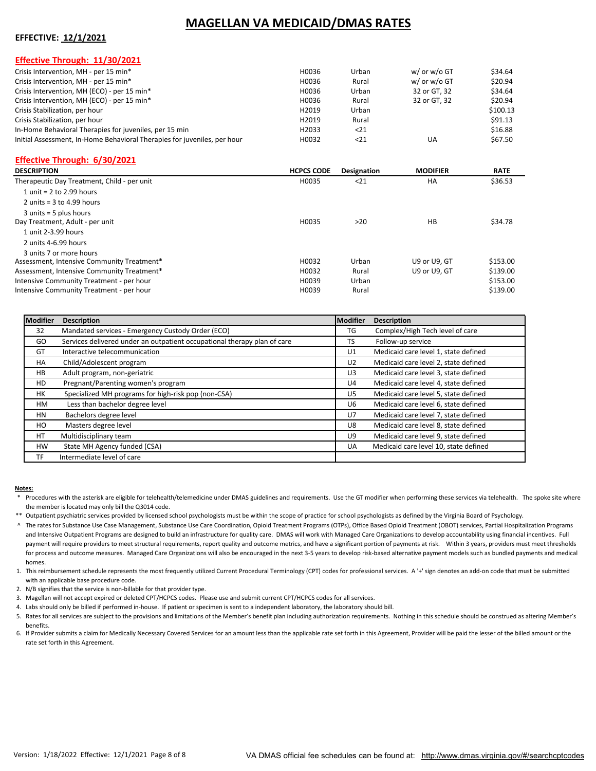# MAGELLAN VA MEDICAID/DMAS RATES

**EFFECTIVE: 12/1/2021**

## Effective Through: 11/30/2021

| | | | | |
|---|---|---|---|---|
| Crisis Intervention, MH - per 15 min* | H0036 | Urban | w/ or w/o GT | $34.64 |
| Crisis Intervention, MH - per 15 min* | H0036 | Rural | w/ or w/o GT | $20.94 |
| Crisis Intervention, MH (ECO) - per 15 min* | H0036 | Urban | 32 or GT, 32 | $34.64 |
| Crisis Intervention, MH (ECO) - per 15 min* | H0036 | Rural | 32 or GT, 32 | $20.94 |
| Crisis Stabilization, per hour | H2019 | Urban | | $100.13 |
| Crisis Stabilization, per hour | H2019 | Rural | | $91.13 |
| In-Home Behavioral Therapies for juveniles, per 15 min | H2033 | <21 | | $16.88 |
| Initial Assessment, In-Home Behavioral Therapies for juveniles, per hour | H0032 | <21 | UA | $67.50 |

## Effective Through: 6/30/2021

| DESCRIPTION | HCPCS CODE | Designation | MODIFIER | RATE |
|---|---|---|---|---|
| Therapeutic Day Treatment, Child - per unit | H0035 | <21 | HA | $36.53 |
| 1 unit = 2 to 2.99 hours | | | | |
| 2 units = 3 to 4.99 hours | | | | |
| 3 units = 5 plus hours | | | | |
| Day Treatment, Adult - per unit | H0035 | >20 | HB | $34.78 |
| 1 unit 2-3.99 hours | | | | |
| 2 units 4-6.99 hours | | | | |
| 3 units 7 or more hours | | | | |
| Assessment, Intensive Community Treatment* | H0032 | Urban | U9 or U9, GT | $153.00 |
| Assessment, Intensive Community Treatment* | H0032 | Rural | U9 or U9, GT | $139.00 |
| Intensive Community Treatment - per hour | H0039 | Urban | | $153.00 |
| Intensive Community Treatment - per hour | H0039 | Rural | | $139.00 |

| Modifier | Description | Modifier | Description |
|---|---|---|---|
| 32 | Mandated services - Emergency Custody Order (ECO) | TG | Complex/High Tech level of care |
| GO | Services delivered under an outpatient occupational therapy plan of care | TS | Follow-up service |
| GT | Interactive telecommunication | U1 | Medicaid care level 1, state defined |
| HA | Child/Adolescent program | U2 | Medicaid care level 2, state defined |
| HB | Adult program, non-geriatric | U3 | Medicaid care level 3, state defined |
| HD | Pregnant/Parenting women's program | U4 | Medicaid care level 4, state defined |
| HK | Specialized MH programs for high-risk pop (non-CSA) | U5 | Medicaid care level 5, state defined |
| HM | Less than bachelor degree level | U6 | Medicaid care level 6, state defined |
| HN | Bachelors degree level | U7 | Medicaid care level 7, state defined |
| HO | Masters degree level | U8 | Medicaid care level 8, state defined |
| HT | Multidisciplinary team | U9 | Medicaid care level 9, state defined |
| HW | State MH Agency funded (CSA) | UA | Medicaid care level 10, state defined |
| TF | Intermediate level of care | | |

**Notes:**

- \* Procedures with the asterisk are eligible for telehealth/telemedicine under DMAS guidelines and requirements. Use the GT modifier when performing these services via telehealth. The spoke site where the member is located may only bill the Q3014 code.
- ** Outpatient psychiatric services provided by licensed school psychologists must be within the scope of practice for school psychologists as defined by the Virginia Board of Psychology.
- ^ The rates for Substance Use Case Management, Substance Use Care Coordination, Opioid Treatment Programs (OTPs), Office Based Opioid Treatment (OBOT) services, Partial Hospitalization Programs and Intensive Outpatient Programs are designed to build an infrastructure for quality care. DMAS will work with Managed Care Organizations to develop accountability using financial incentives. Full payment will require providers to meet structural requirements, report quality and outcome metrics, and have a significant portion of payments at risk. Within 3 years, providers must meet thresholds for process and outcome measures. Managed Care Organizations will also be encouraged in the next 3-5 years to develop risk-based alternative payment models such as bundled payments and medical homes.

1. This reimbursement schedule represents the most frequently utilized Current Procedural Terminology (CPT) codes for professional services. A '+' sign denotes an add-on code that must be submitted with an applicable base procedure code.
2. N/B signifies that the service is non-billable for that provider type.
3. Magellan will not accept expired or deleted CPT/HCPCS codes. Please use and submit current CPT/HCPCS codes for all services.
4. Labs should only be billed if performed in-house. If patient or specimen is sent to a independent laboratory, the laboratory should bill.
5. Rates for all services are subject to the provisions and limitations of the Member's benefit plan including authorization requirements. Nothing in this schedule should be construed as altering Member's benefits.
6. If Provider submits a claim for Medically Necessary Covered Services for an amount less than the applicable rate set forth in this Agreement, Provider will be paid the lesser of the billed amount or the rate set forth in this Agreement.

Version: 1/18/2022 Effective: 12/1/2021

VA DMAS official fee schedules can be found at: http://www.dmas.virginia.gov/#/searchcptcodes